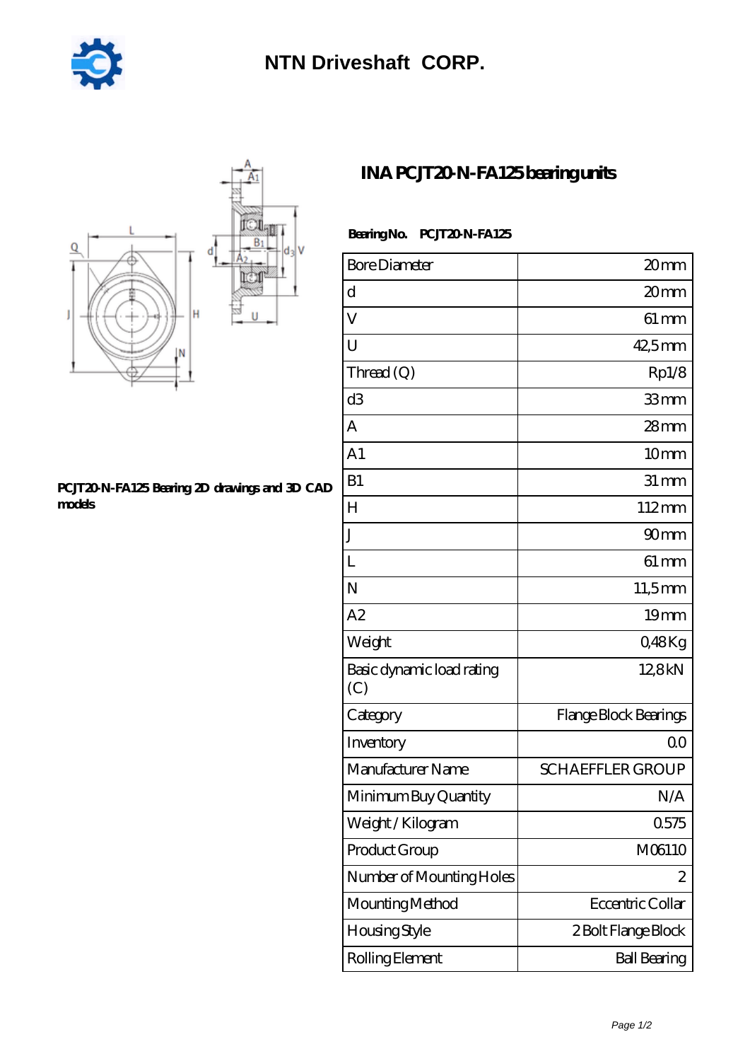NTN Driveshaft CORP.

# INA PCJT20-N-FA125 bearing units

PCJT20-N-FA125 Bearing 2D drawings and 3D CAD models

**Bearing No. PCJT20-N-FA125**

| | |
|---|---|
| Bore Diameter | 20 mm |
| d | 20 mm |
| V | 61 mm |
| U | 42,5 mm |
| Thread (Q) | Rp1/8 |
| d3 | 33 mm |
| A | 28 mm |
| A1 | 10 mm |
| B1 | 31 mm |
| H | 112 mm |
| J | 90 mm |
| L | 61 mm |
| N | 11,5 mm |
| A2 | 19 mm |
| Weight | 0,48 Kg |
| Basic dynamic load rating (C) | 12,8 kN |
| Category | Flange Block Bearings |
| Inventory | 0.0 |
| Manufacturer Name | SCHAEFFLER GROUP |
| Minimum Buy Quantity | N/A |
| Weight / Kilogram | 0.575 |
| Product Group | M06110 |
| Number of Mounting Holes | 2 |
| Mounting Method | Eccentric Collar |
| Housing Style | 2 Bolt Flange Block |
| Rolling Element | Ball Bearing |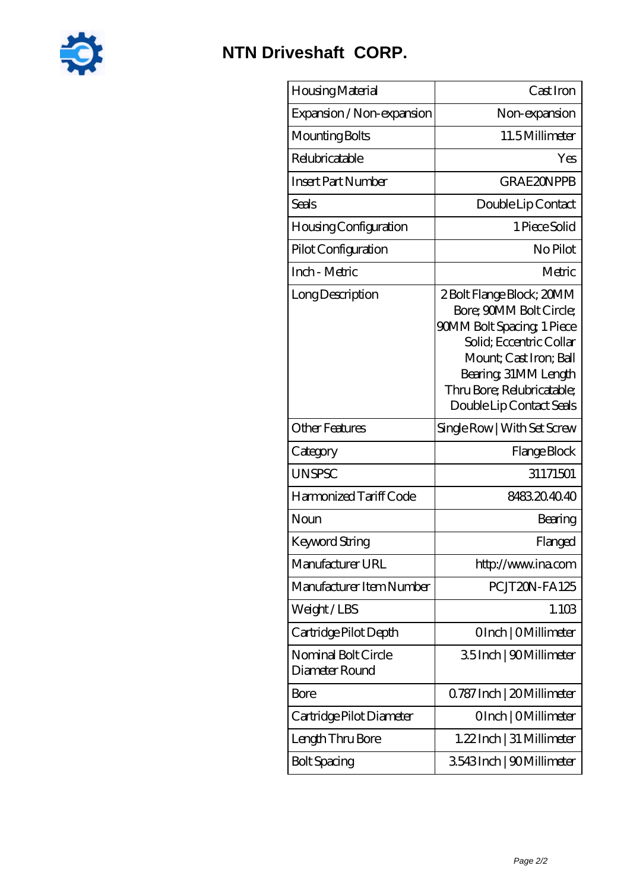# NTN Driveshaft CORP.

| | |
|---|---|
| Housing Material | Cast Iron |
| Expansion / Non-expansion | Non-expansion |
| Mounting Bolts | 11.5 Millimeter |
| Relubricatable | Yes |
| Insert Part Number | GRAE20NPPB |
| Seals | Double Lip Contact |
| Housing Configuration | 1 Piece Solid |
| Pilot Configuration | No Pilot |
| Inch - Metric | Metric |
| Long Description | 2 Bolt Flange Block; 20MM Bore; 90MM Bolt Circle; 90MM Bolt Spacing; 1 Piece Solid; Eccentric Collar Mount; Cast Iron; Ball Bearing; 31MM Length Thru Bore; Relubricatable; Double Lip Contact Seals |
| Other Features | Single Row \| With Set Screw |
| Category | Flange Block |
| UNSPSC | 31171501 |
| Harmonized Tariff Code | 8483.20.40.40 |
| Noun | Bearing |
| Keyword String | Flanged |
| Manufacturer URL | http://www.ina.com |
| Manufacturer Item Number | PCJT20N-FA125 |
| Weight / LBS | 1.103 |
| Cartridge Pilot Depth | 0 Inch \| 0 Millimeter |
| Nominal Bolt Circle Diameter Round | 3.5 Inch \| 90 Millimeter |
| Bore | 0.787 Inch \| 20 Millimeter |
| Cartridge Pilot Diameter | 0 Inch \| 0 Millimeter |
| Length Thru Bore | 1.22 Inch \| 31 Millimeter |
| Bolt Spacing | 3.543 Inch \| 90 Millimeter |